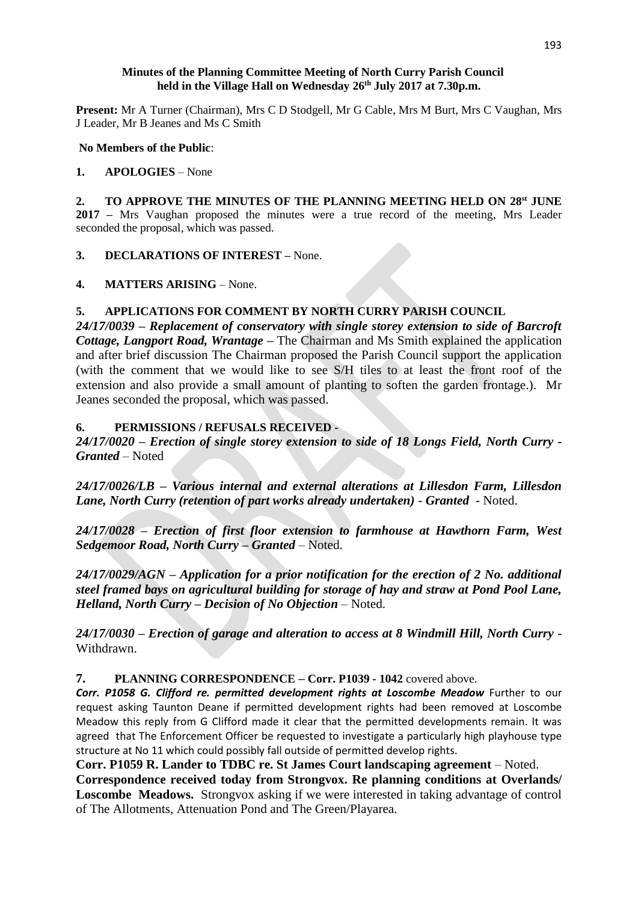**Minutes of the Planning Committee Meeting of North Curry Parish Council held in the Village Hall on Wednesday 26th July 2017 at 7.30p.m.**

**Present:** Mr A Turner (Chairman), Mrs C D Stodgell, Mr G Cable, Mrs M Burt, Mrs C Vaughan, Mrs J Leader, Mr B Jeanes and Ms C Smith

**No Members of the Public**:

**1. APOLOGIES** – None

**2. TO APPROVE THE MINUTES OF THE PLANNING MEETING HELD ON 28st JUNE 2017 –** Mrs Vaughan proposed the minutes were a true record of the meeting, Mrs Leader seconded the proposal, which was passed.

**3. DECLARATIONS OF INTEREST –** None.

**4. MATTERS ARISING** – None.

**5. APPLICATIONS FOR COMMENT BY NORTH CURRY PARISH COUNCIL**

***24/17/0039 – Replacement of conservatory with single storey extension to side of Barcroft Cottage, Langport Road, Wrantage –*** The Chairman and Ms Smith explained the application and after brief discussion The Chairman proposed the Parish Council support the application (with the comment that we would like to see S/H tiles to at least the front roof of the extension and also provide a small amount of planting to soften the garden frontage.). Mr Jeanes seconded the proposal, which was passed.

**6. PERMISSIONS / REFUSALS RECEIVED -**

***24/17/0020 – Erection of single storey extension to side of 18 Longs Field, North Curry - Granted*** – Noted

***24/17/0026/LB – Various internal and external alterations at Lillesdon Farm, Lillesdon Lane, North Curry (retention of part works already undertaken) - Granted*** - Noted.

***24/17/0028 – Erection of first floor extension to farmhouse at Hawthorn Farm, West Sedgemoor Road, North Curry – Granted*** – Noted.

***24/17/0029/AGN – Application for a prior notification for the erection of 2 No. additional steel framed bays on agricultural building for storage of hay and straw at Pond Pool Lane, Helland, North Curry – Decision of No Objection*** – Noted.

***24/17/0030 – Erection of garage and alteration to access at 8 Windmill Hill, North Curry*** - Withdrawn.

**7. PLANNING CORRESPONDENCE – Corr. P1039 - 1042** covered above.

***Corr. P1058 G. Clifford re. permitted development rights at Loscombe Meadow*** Further to our request asking Taunton Deane if permitted development rights had been removed at Loscombe Meadow this reply from G Clifford made it clear that the permitted developments remain. It was agreed that The Enforcement Officer be requested to investigate a particularly high playhouse type structure at No 11 which could possibly fall outside of permitted develop rights.

**Corr. P1059 R. Lander to TDBC re. St James Court landscaping agreement** – Noted.

**Correspondence received today from Strongvox. Re planning conditions at Overlands/ Loscombe Meadows.** Strongvox asking if we were interested in taking advantage of control of The Allotments, Attenuation Pond and The Green/Playarea.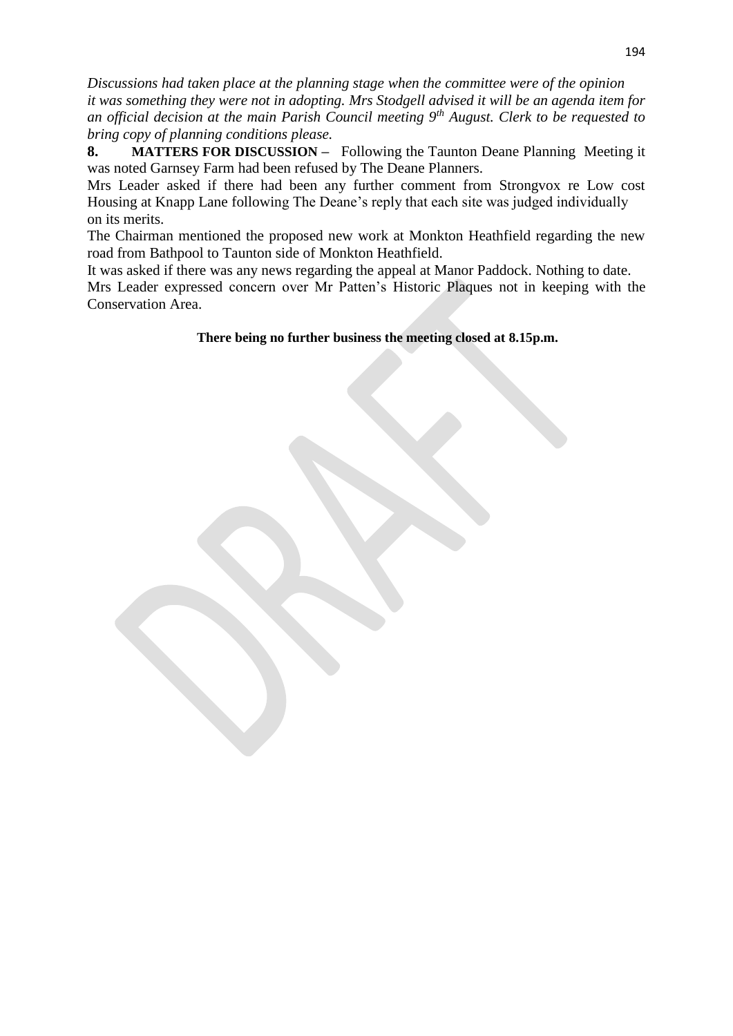*Discussions had taken place at the planning stage when the committee were of the opinion it was something they were not in adopting. Mrs Stodgell advised it will be an agenda item for an official decision at the main Parish Council meeting 9th August. Clerk to be requested to bring copy of planning conditions please.*

**8. MATTERS FOR DISCUSSION –** Following the Taunton Deane Planning Meeting it was noted Garnsey Farm had been refused by The Deane Planners.

Mrs Leader asked if there had been any further comment from Strongvox re Low cost Housing at Knapp Lane following The Deane's reply that each site was judged individually on its merits.

The Chairman mentioned the proposed new work at Monkton Heathfield regarding the new road from Bathpool to Taunton side of Monkton Heathfield.

It was asked if there was any news regarding the appeal at Manor Paddock. Nothing to date.

Mrs Leader expressed concern over Mr Patten's Historic Plaques not in keeping with the Conservation Area.

**There being no further business the meeting closed at 8.15p.m.**